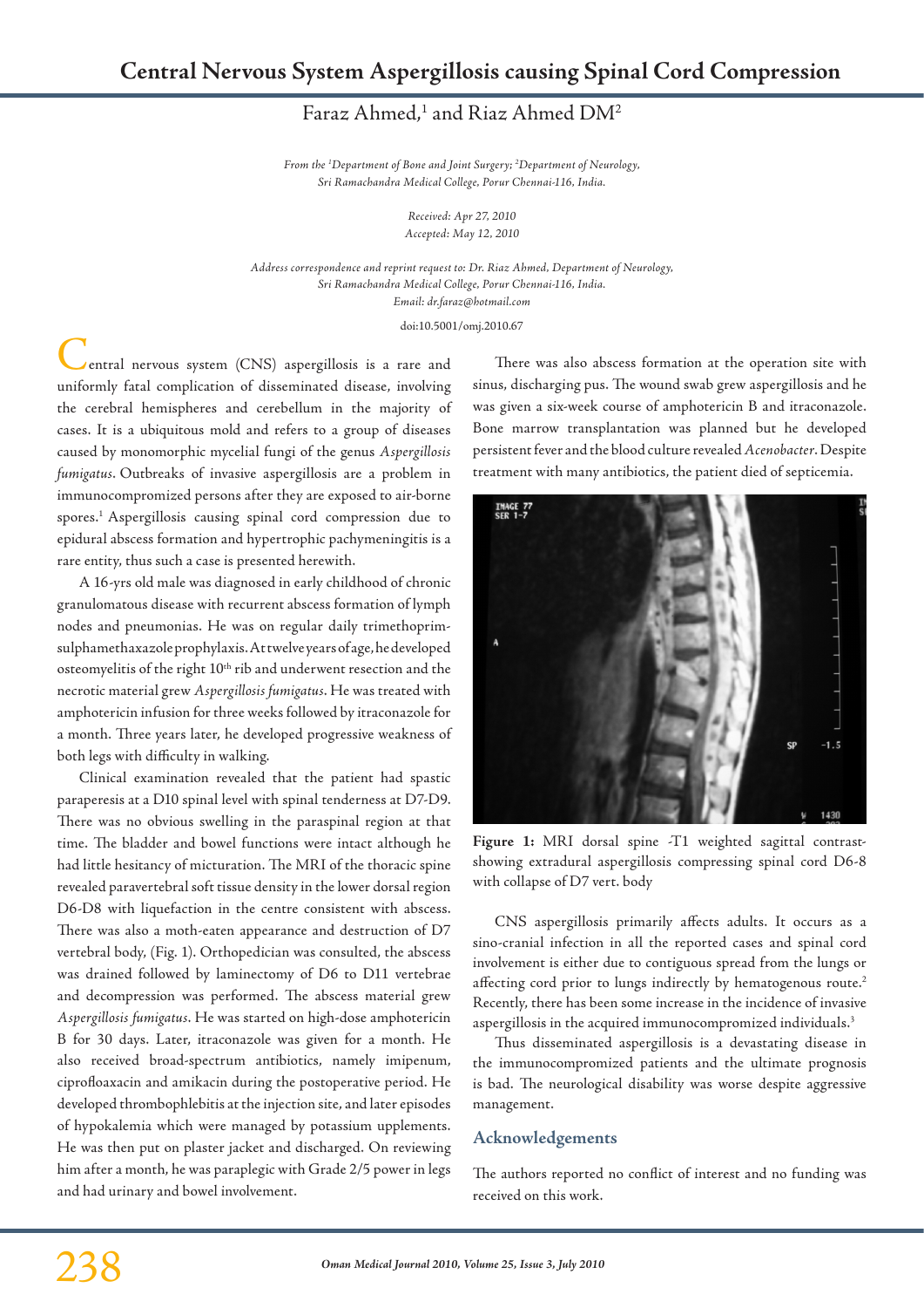# Central Nervous System Aspergillosis causing Spinal Cord Compression

Faraz Ahmed,[1] and Riaz Ahmed DM[2]

*From the [1]Department of Bone and Joint Surgery; [2]Department of Neurology, Sri Ramachandra Medical College, Porur Chennai-116, India.*

*Received: Apr 27, 2010*
*Accepted: May 12, 2010*

*Address correspondence and reprint request to: Dr. Riaz Ahmed, Department of Neurology, Sri Ramachandra Medical College, Porur Chennai-116, India.*
*Email: dr.faraz@hotmail.com*

doi:10.5001/omj.2010.67

Central nervous system (CNS) aspergillosis is a rare and uniformly fatal complication of disseminated disease, involving the cerebral hemispheres and cerebellum in the majority of cases. It is a ubiquitous mold and refers to a group of diseases caused by monomorphic mycelial fungi of the genus *Aspergillosis fumigatus*. Outbreaks of invasive aspergillosis are a problem in immunocompromized persons after they are exposed to air-borne spores.[1] Aspergillosis causing spinal cord compression due to epidural abscess formation and hypertrophic pachymeningitis is a rare entity, thus such a case is presented herewith.

A 16-yrs old male was diagnosed in early childhood of chronic granulomatous disease with recurrent abscess formation of lymph nodes and pneumonias. He was on regular daily trimethoprim-sulphamethaxazole prophylaxis. At twelve years of age, he developed osteomyelitis of the right 10th rib and underwent resection and the necrotic material grew *Aspergillosis fumigatus*. He was treated with amphotericin infusion for three weeks followed by itraconazole for a month. Three years later, he developed progressive weakness of both legs with difficulty in walking.

Clinical examination revealed that the patient had spastic paraperesis at a D10 spinal level with spinal tenderness at D7-D9. There was no obvious swelling in the paraspinal region at that time. The bladder and bowel functions were intact although he had little hesitancy of micturation. The MRI of the thoracic spine revealed paravertebral soft tissue density in the lower dorsal region D6-D8 with liquefaction in the centre consistent with abscess. There was also a moth-eaten appearance and destruction of D7 vertebral body, (Fig. 1). Orthopedician was consulted, the abscess was drained followed by laminectomy of D6 to D11 vertebrae and decompression was performed. The abscess material grew *Aspergillosis fumigatus*. He was started on high-dose amphotericin B for 30 days. Later, itraconazole was given for a month. He also received broad-spectrum antibiotics, namely imipenum, ciprofloaxacin and amikacin during the postoperative period. He developed thrombophlebitis at the injection site, and later episodes of hypokalemia which were managed by potassium upplements. He was then put on plaster jacket and discharged. On reviewing him after a month, he was paraplegic with Grade 2/5 power in legs and had urinary and bowel involvement.

There was also abscess formation at the operation site with sinus, discharging pus. The wound swab grew aspergillosis and he was given a six-week course of amphotericin B and itraconazole. Bone marrow transplantation was planned but he developed persistent fever and the blood culture revealed *Acenobacter*. Despite treatment with many antibiotics, the patient died of septicemia.

**Figure 1:** MRI dorsal spine -T1 weighted sagittal contrast-showing extradural aspergillosis compressing spinal cord D6-8 with collapse of D7 vert. body

CNS aspergillosis primarily affects adults. It occurs as a sino-cranial infection in all the reported cases and spinal cord involvement is either due to contiguous spread from the lungs or affecting cord prior to lungs indirectly by hematogenous route.[2] Recently, there has been some increase in the incidence of invasive aspergillosis in the acquired immunocompromized individuals.[3]

Thus disseminated aspergillosis is a devastating disease in the immunocompromized patients and the ultimate prognosis is bad. The neurological disability was worse despite aggressive management.

## Acknowledgements

The authors reported no conflict of interest and no funding was received on this work.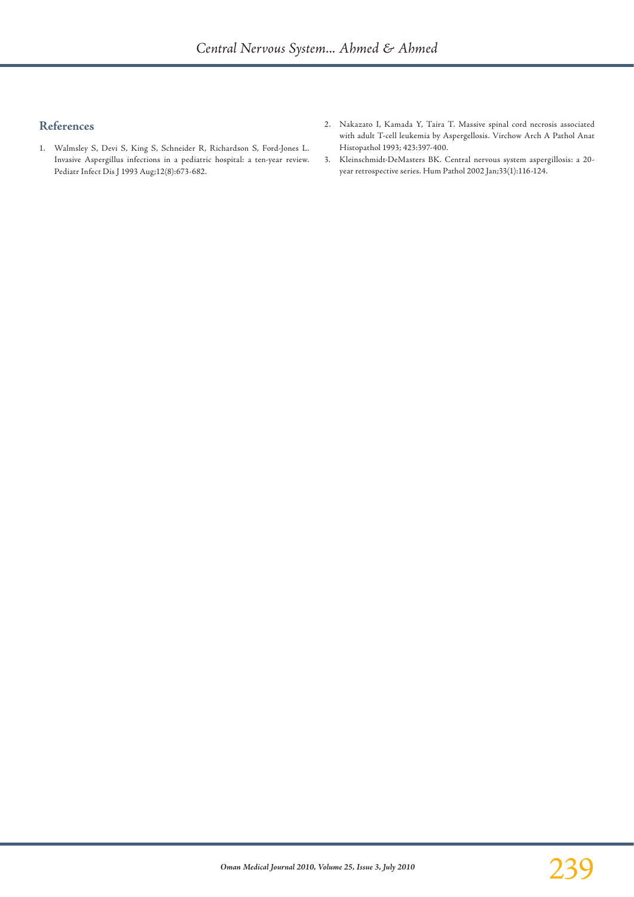## References

1. Walmsley S, Devi S, King S, Schneider R, Richardson S, Ford-Jones L. Invasive Aspergillus infections in a pediatric hospital: a ten-year review. Pediatr Infect Dis J 1993 Aug;12(8):673-682.
2. Nakazato I, Kamada Y, Taira T. Massive spinal cord necrosis associated with adult T-cell leukemia by Aspergellosis. Virchow Arch A Pathol Anat Histopathol 1993; 423:397-400.
3. Kleinschmidt-DeMasters BK. Central nervous system aspergillosis: a 20-year retrospective series. Hum Pathol 2002 Jan;33(1):116-124.